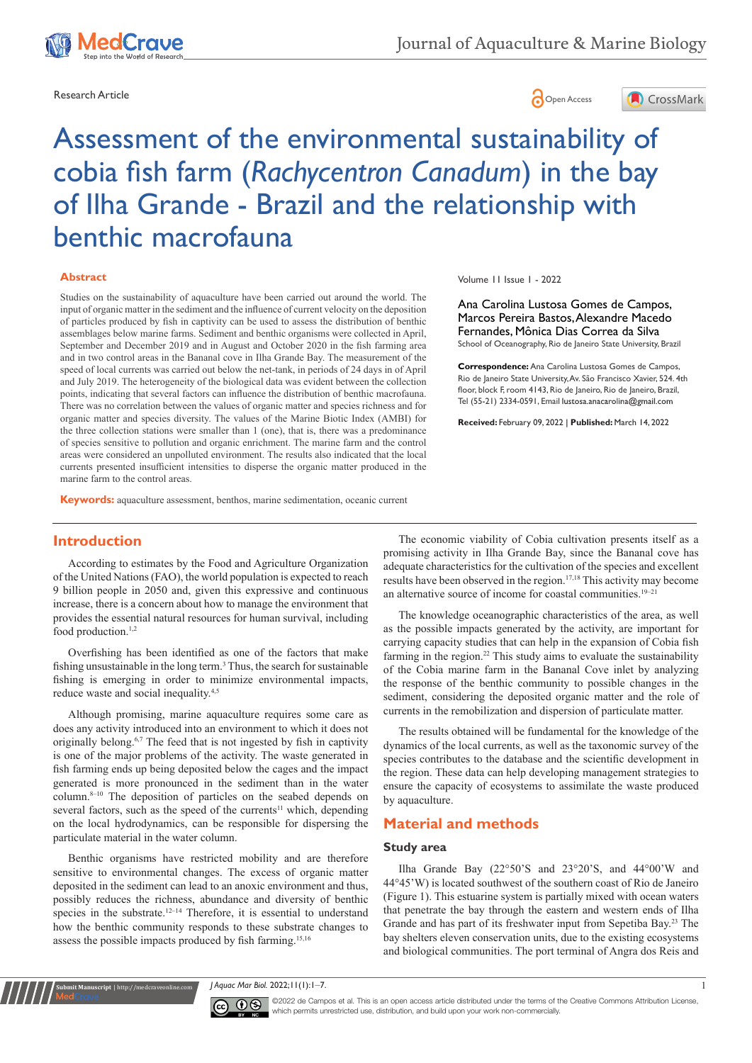Research Article

# Assessment of the environmental sustainability of cobia fish farm (*Rachycentron Canadum*) in the bay of Ilha Grande - Brazil and the relationship with benthic macrofauna

Volume 11 Issue 1 - 2022

Ana Carolina Lustosa Gomes de Campos, Marcos Pereira Bastos, Alexandre Macedo Fernandes, Mônica Dias Correa da Silva

School of Oceanography, Rio de Janeiro State University, Brazil

**Correspondence:** Ana Carolina Lustosa Gomes de Campos, Rio de Janeiro State University, Av. São Francisco Xavier, 524. 4th floor, block F, room 4143, Rio de Janeiro, Rio de Janeiro, Brazil, Tel (55-21) 2334-0591, Email lustosa.anacarolina@gmail.com

**Received:** February 09, 2022 | **Published:** March 14, 2022

## Abstract

Studies on the sustainability of aquaculture have been carried out around the world. The input of organic matter in the sediment and the influence of current velocity on the deposition of particles produced by fish in captivity can be used to assess the distribution of benthic assemblages below marine farms. Sediment and benthic organisms were collected in April, September and December 2019 and in August and October 2020 in the fish farming area and in two control areas in the Bananal cove in Ilha Grande Bay. The measurement of the speed of local currents was carried out below the net-tank, in periods of 24 days in of April and July 2019. The heterogeneity of the biological data was evident between the collection points, indicating that several factors can influence the distribution of benthic macrofauna. There was no correlation between the values of organic matter and species richness and for organic matter and species diversity. The values of the Marine Biotic Index (AMBI) for the three collection stations were smaller than 1 (one), that is, there was a predominance of species sensitive to pollution and organic enrichment. The marine farm and the control areas were considered an unpolluted environment. The results also indicated that the local currents presented insufficient intensities to disperse the organic matter produced in the marine farm to the control areas.

**Keywords:** aquaculture assessment, benthos, marine sedimentation, oceanic current

## Introduction

According to estimates by the Food and Agriculture Organization of the United Nations (FAO), the world population is expected to reach 9 billion people in 2050 and, given this expressive and continuous increase, there is a concern about how to manage the environment that provides the essential natural resources for human survival, including food production.[1,2]

Overfishing has been identified as one of the factors that make fishing unsustainable in the long term.[3] Thus, the search for sustainable fishing is emerging in order to minimize environmental impacts, reduce waste and social inequality.[4,5]

Although promising, marine aquaculture requires some care as does any activity introduced into an environment to which it does not originally belong.[6,7] The feed that is not ingested by fish in captivity is one of the major problems of the activity. The waste generated in fish farming ends up being deposited below the cages and the impact generated is more pronounced in the sediment than in the water column.[8–10] The deposition of particles on the seabed depends on several factors, such as the speed of the currents[11] which, depending on the local hydrodynamics, can be responsible for dispersing the particulate material in the water column.

Benthic organisms have restricted mobility and are therefore sensitive to environmental changes. The excess of organic matter deposited in the sediment can lead to an anoxic environment and thus, possibly reduces the richness, abundance and diversity of benthic species in the substrate.[12–14] Therefore, it is essential to understand how the benthic community responds to these substrate changes to assess the possible impacts produced by fish farming.[15,16]

The economic viability of Cobia cultivation presents itself as a promising activity in Ilha Grande Bay, since the Bananal cove has adequate characteristics for the cultivation of the species and excellent farming have been observed in the region.[17,18] This activity may become an alternative source of income for coastal communities.[19–21]

The knowledge oceanographic characteristics of the area, as well as the possible impacts generated by the activity, are important for carrying capacity studies that can help in the expansion of Cobia fish farming in the region.[22] This study aims to evaluate the sustainability of the Cobia marine farm in the Bananal Cove inlet by analyzing the response of the benthic community to possible changes in the sediment, considering the deposited organic matter and the role of currents in the remobilization and dispersion of particulate matter.

The results obtained will be fundamental for the knowledge of the dynamics of the local currents, as well as the taxonomic survey of the species contributes to the database and the scientific development in the region. These data can help developing management strategies to ensure the capacity of ecosystems to assimilate the waste produced by aquaculture.

## Material and methods

### Study area

Ilha Grande Bay (22°50'S and 23°20'S, and 44°00'W and 44°45'W) is located southwest of the southern coast of Rio de Janeiro (Figure 1). This estuarine system is partially mixed with ocean waters that penetrate the bay through the eastern and western ends of Ilha Grande and has part of its freshwater input from Sepetiba Bay.[23] The bay shelters eleven conservation units, due to the existing ecosystems and biological communities. The port terminal of Angra dos Reis and

©2022 de Campos et al. This is an open access article distributed under the terms of the Creative Commons Attribution License, which permits unrestricted use, distribution, and build upon your work non-commercially.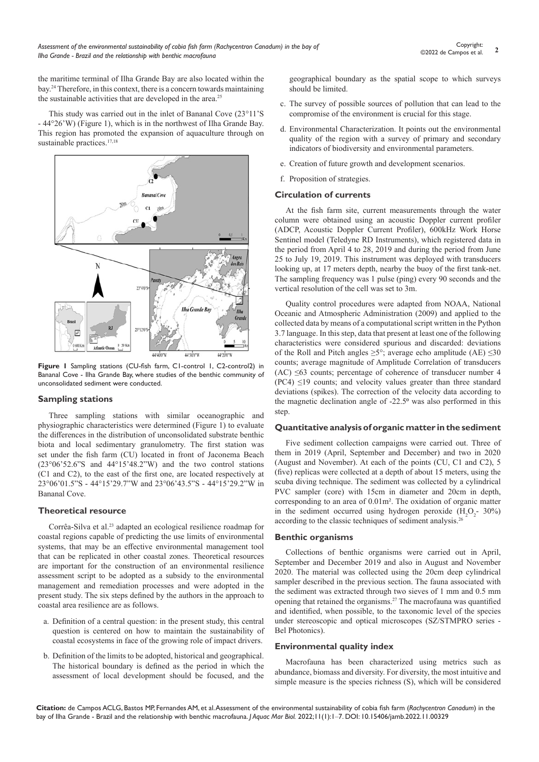the maritime terminal of Ilha Grande Bay are also located within the bay.[24] Therefore, in this context, there is a concern towards maintaining the sustainable activities that are developed in the area.[25]

This study was carried out in the inlet of Bananal Cove (23°11'S - 44°26'W) (Figure 1), which is in the northwest of Ilha Grande Bay. This region has promoted the expansion of aquaculture through on sustainable practices.[17,18]

**Figure 1** Sampling stations (CU-fish farm, C1-control 1, C2-control2) in Bananal Cove - Ilha Grande Bay, where studies of the benthic community of unconsolidated sediment were conducted.

## Sampling stations

Three sampling stations with similar oceanographic and physiographic characteristics were determined (Figure 1) to evaluate the differences in the distribution of unconsolidated substrate benthic biota and local sedimentary granulometry. The first station was set under the fish farm (CU) located in front of Jaconema Beach (23°06'52.6"S and 44°15'48.2"W) and the two control stations (C1 and C2), to the east of the first one, are located respectively at 23°06'01.5"S - 44°15'29.7"W and 23°06'43.5"S - 44°15'29.2"W in Bananal Cove.

## Theoretical resource

Corrêa-Silva et al.[23] adapted an ecological resilience roadmap for coastal regions capable of predicting the use limits of environmental systems, that may be an effective environmental management tool that can be replicated in other coastal zones. Theoretical resources are important for the construction of an environmental resilience assessment script to be adopted as a subsidy to the environmental management and remediation processes and were adopted in the present study. The six steps defined by the authors in the approach to coastal area resilience are as follows.

a. Definition of a central question: in the present study, this central question is centered on how to maintain the sustainability of coastal ecosystems in face of the growing role of impact drivers.
b. Definition of the limits to be adopted, historical and geographical. The historical boundary is defined as the period in which the assessment of local development should be focused, and the geographical boundary as the spatial scope to which surveys should be limited.
c. The survey of possible sources of pollution that can lead to the compromise of the environment is crucial for this stage.
d. Environmental Characterization. It points out the environmental quality of the region with a survey of primary and secondary indicators of biodiversity and environmental parameters.
e. Creation of future growth and development scenarios.
f. Proposition of strategies.

## Circulation of currents

At the fish farm site, current measurements through the water column were obtained using an acoustic Doppler current profiler (ADCP, Acoustic Doppler Current Profiler), 600kHz Work Horse Sentinel model (Teledyne RD Instruments), which registered data in the period from April 4 to 28, 2019 and during the period from June 25 to July 19, 2019. This instrument was deployed with transducers looking up, at 17 meters depth, nearby the buoy of the first tank-net. The sampling frequency was 1 pulse (ping) every 90 seconds and the vertical resolution of the cell was set to 3m.

Quality control procedures were adapted from NOAA, National Oceanic and Atmospheric Administration (2009) and applied to the collected data by means of a computational script written in the Python 3.7 language. In this step, data that present at least one of the following characteristics were considered spurious and discarded: deviations of the Roll and Pitch angles ≥5°; average echo amplitude (AE) ≤30 counts; average magnitude of Amplitude Correlation of transducers (AC) ≤63 counts; percentage of coherence of transducer number 4 (PC4) ≤19 counts; and velocity values greater than three standard deviations (spikes). The correction of the velocity data according to the magnetic declination angle of -22.5º was also performed in this step.

## Quantitative analysis of organic matter in the sediment

Five sediment collection campaigns were carried out. Three of them in 2019 (April, September and December) and two in 2020 (August and November). At each of the points (CU, C1 and C2), 5 (five) replicas were collected at a depth of about 15 meters, using the scuba diving technique. The sediment was collected by a cylindrical PVC sampler (core) with 15cm in diameter and 20cm in depth, corresponding to an area of 0.01m². The oxidation of organic matter in the sediment occurred using hydrogen peroxide ($H_2O_2$- 30%) according to the classic techniques of sediment analysis.[26]

## Benthic organisms

Collections of benthic organisms were carried out in April, September and December 2019 and also in August and November 2020. The material was collected using the 20cm deep cylindrical sampler described in the previous section. The fauna associated with the sediment was extracted through two sieves of 1 mm and 0.5 mm opening that retained the organisms.[27] The macrofauna was quantified and identified, when possible, to the taxonomic level of the species under stereoscopic and optical microscopes (SZ/STMPRO series - Bel Photonics).

## Environmental quality index

Macrofauna has been characterized using metrics such as abundance, biomass and diversity. For diversity, the most intuitive and simple measure is the species richness (S), which will be considered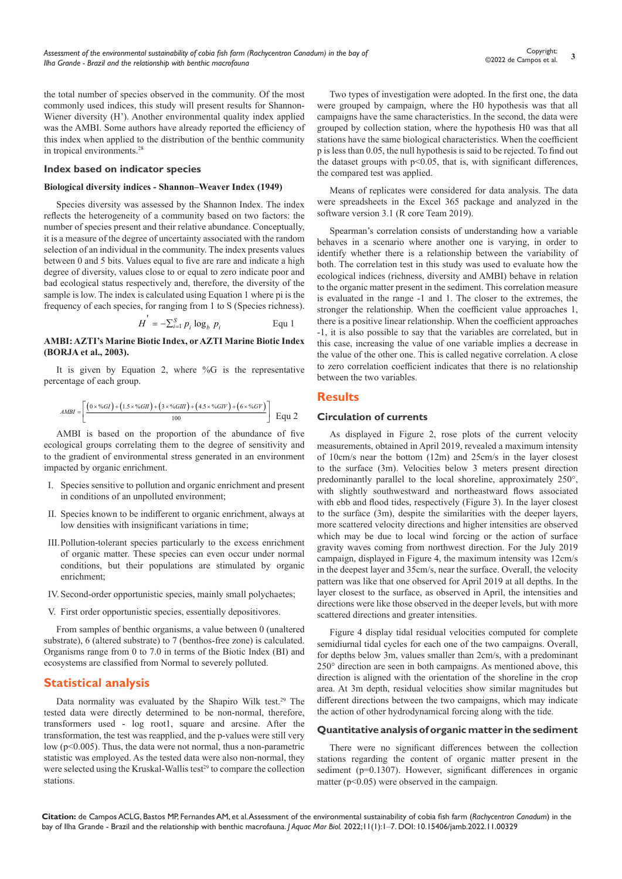the total number of species observed in the community. Of the most commonly used indices, this study will present results for Shannon-Wiener diversity (H'). Another environmental quality index applied was the AMBI. Some authors have already reported the efficiency of this index when applied to the distribution of the benthic community in tropical environments.[28]

### Index based on indicator species

#### Biological diversity indices - Shannon–Weaver Index (1949)

Species diversity was assessed by the Shannon Index. The index reflects the heterogeneity of a community based on two factors: the number of species present and their relative abundance. Conceptually, it is a measure of the degree of uncertainty associated with the random selection of an individual in the community. The index presents values between 0 and 5 bits. Values equal to five are rare and indicate a high degree of diversity, values close to or equal to zero indicate poor and bad ecological status respectively and, therefore, the diversity of the sample is low. The index is calculated using Equation 1 where pi is the frequency of each species, for ranging from 1 to S (Species richness).

$$H' = -\sum_{i=1}^{S} p_i \log_b \, p_i \qquad \text{Equ 1}$$

#### AMBI: AZTI's Marine Biotic Index, or AZTI Marine Biotic Index (BORJA et al., 2003).

It is given by Equation 2, where %G is the representative percentage of each group.

$$AMBI = \left[ \frac{(0 \times \%GI) + (1.5 \times \%GII) + (3 \times \%GIII) + (4.5 \times \%GIV) + (6 \times \%GV)}{100} \right] \qquad \text{Equ 2}$$

AMBI is based on the proportion of the abundance of five ecological groups correlating them to the degree of sensitivity and to the gradient of environmental stress generated in an environment impacted by organic enrichment.

I. Species sensitive to pollution and organic enrichment and present in conditions of an unpolluted environment;
II. Species known to be indifferent to organic enrichment, always at low densities with insignificant variations in time;
III. Pollution-tolerant species particularly to the excess enrichment of organic matter. These species can even occur under normal conditions, but their populations are stimulated by organic enrichment;
IV. Second-order opportunistic species, mainly small polychaetes;
V. First order opportunistic species, essentially depositivores.

From samples of benthic organisms, a value between 0 (unaltered substrate), 6 (altered substrate) to 7 (benthos-free zone) is calculated. Organisms range from 0 to 7.0 in terms of the Biotic Index (BI) and ecosystems are classified from Normal to severely polluted.

## Statistical analysis

Data normality was evaluated by the Shapiro Wilk test.[29] The tested data were directly determined to be non-normal, therefore, transformers used - log root1, square and arcsine. After the transformation, the test was reapplied, and the p-values were still very low ($p<0.005$). Thus, the data were not normal, thus a non-parametric statistic was employed. As the tested data were also non-normal, they were selected using the Kruskal-Wallis test[29] to compare the collection stations.

Two types of investigation were adopted. In the first one, the data were grouped by campaign, where the H0 hypothesis was that all campaigns have the same characteristics. In the second, the data were grouped by collection station, where the hypothesis H0 was that all stations have the same biological characteristics. When the coefficient p is less than 0.05, the null hypothesis is said to be rejected. To find out the dataset groups with $p<0.05$, that is, with significant differences, the compared test was applied.

Means of replicates were considered for data analysis. The data were spreadsheets in the Excel 365 package and analyzed in the software version 3.1 (R core Team 2019).

Spearman's correlation consists of understanding how a variable behaves in a scenario where another one is varying, in order to identify whether there is a relationship between the variability of both. The correlation test in this study was used to evaluate how the ecological indices (richness, diversity and AMBI) behave in relation to the organic matter present in the sediment. This correlation measure is evaluated in the range -1 and 1. The closer to the extremes, the stronger the relationship. When the coefficient value approaches 1, there is a positive linear relationship. When the coefficient approaches -1, it is also possible to say that the variables are correlated, but in this case, increasing the value of one variable implies a decrease in the value of the other one. This is called negative correlation. A close to zero correlation coefficient indicates that there is no relationship between the two variables.

## Results

### Circulation of currents

As displayed in Figure 2, rose plots of the current velocity measurements, obtained in April 2019, revealed a maximum intensity of 10cm/s near the bottom (12m) and 25cm/s in the layer closest to the surface (3m). Velocities below 3 meters present direction predominantly parallel to the local shoreline, approximately 250°, with slightly southwestward and northeastward flows associated with ebb and flood tides, respectively (Figure 3). In the layer closest to the surface (3m), despite the similarities with the deeper layers, more scattered velocity directions and higher intensities are observed which may be due to local wind forcing or the action of surface gravity waves coming from northwest direction. For the July 2019 campaign, displayed in Figure 4, the maximum intensity was 12cm/s in the deepest layer and 35cm/s, near the surface. Overall, the velocity pattern was like that one observed for April 2019 at all depths. In the layer closest to the surface, as observed in April, the intensities and directions were like those observed in the deeper levels, but with more scattered directions and greater intensities.

Figure 4 display tidal residual velocities computed for complete semidiurnal tidal cycles for each one of the two campaigns. Overall, for depths below 3m, values smaller than 2cm/s, with a predominant 250° direction are seen in both campaigns. As mentioned above, this direction is aligned with the orientation of the shoreline in the crop area. At 3m depth, residual velocities show similar magnitudes but different directions between the two campaigns, which may indicate the action of other hydrodynamical forcing along with the tide.

### Quantitative analysis of organic matter in the sediment

There were no significant differences between the collection stations regarding the content of organic matter present in the sediment ($p=0.1307$). However, significant differences in organic matter ($p<0.05$) were observed in the campaign.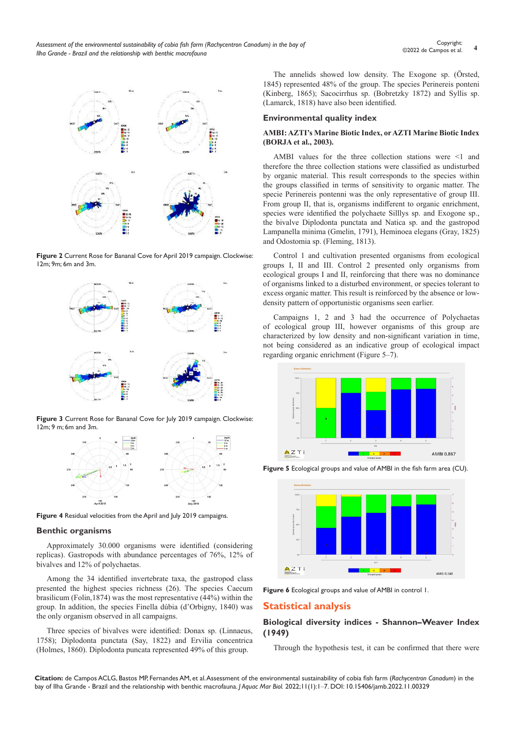Figure 2 Current Rose for Bananal Cove for April 2019 campaign. Clockwise: 12m; 9m; 6m and 3m.

Figure 3 Current Rose for Bananal Cove for July 2019 campaign. Clockwise: 12m; 9 m; 6m and 3m.

Figure 4 Residual velocities from the April and July 2019 campaigns.

### Benthic organisms

Approximately 30.000 organisms were identified (considering replicas). Gastropods with abundance percentages of 76%, 12% of bivalves and 12% of polychaetas.

Among the 34 identified invertebrate taxa, the gastropod class presented the highest species richness (26). The species Caecum brasilicum (Folin,1874) was the most representative (44%) within the group. In addition, the species Finella dúbia (d'Orbigny, 1840) was the only organism observed in all campaigns.

Three species of bivalves were identified: Donax sp. (Linnaeus, 1758); Diplodonta punctata (Say, 1822) and Ervilia concentrica (Holmes, 1860). Diplodonta puncata represented 49% of this group.

The annelids showed low density. The Exogone sp. (Örsted, 1845) represented 48% of the group. The species Perinereis ponteni (Kinberg, 1865); Sacocirrhus sp. (Bobretzky 1872) and Syllis sp. (Lamarck, 1818) have also been identified.

### Environmental quality index

#### AMBI: AZTI's Marine Biotic Index, or AZTI Marine Biotic Index (BORJA et al., 2003).

AMBI values for the three collection stations were <1 and therefore the three collection stations were classified as undisturbed by organic material. This result corresponds to the species within the groups classified in terms of sensitivity to organic matter. The specie Perinereis pontenni was the only representative of group III. From group II, that is, organisms indifferent to organic enrichment, species were identified the polychaete Silllys sp. and Exogone sp., the bivalve Diplodonta punctata and Natica sp. and the gastropod Lampanella minima (Gmelin, 1791), Heminoea elegans (Gray, 1825) and Odostomia sp. (Fleming, 1813).

Control 1 and cultivation presented organisms from ecological groups I, II and III. Control 2 presented only organisms from ecological groups I and II, reinforcing that there was no dominance of organisms linked to a disturbed environment, or species tolerant to excess organic matter. This result is reinforced by the absence or low-density pattern of opportunistic organisms seen earlier.

Campaigns 1, 2 and 3 had the occurrence of Polychaetas of ecological group III, however organisms of this group are characterized by low density and non-significant variation in time, not being considered as an indicative group of ecological impact regarding organic enrichment (Figure 5–7).

Figure 5 Ecological groups and value of AMBI in the fish farm area (CU).

Figure 6 Ecological groups and value of AMBI in control 1.

## Statistical analysis

### Biological diversity indices - Shannon–Weaver Index (1949)

Through the hypothesis test, it can be confirmed that there were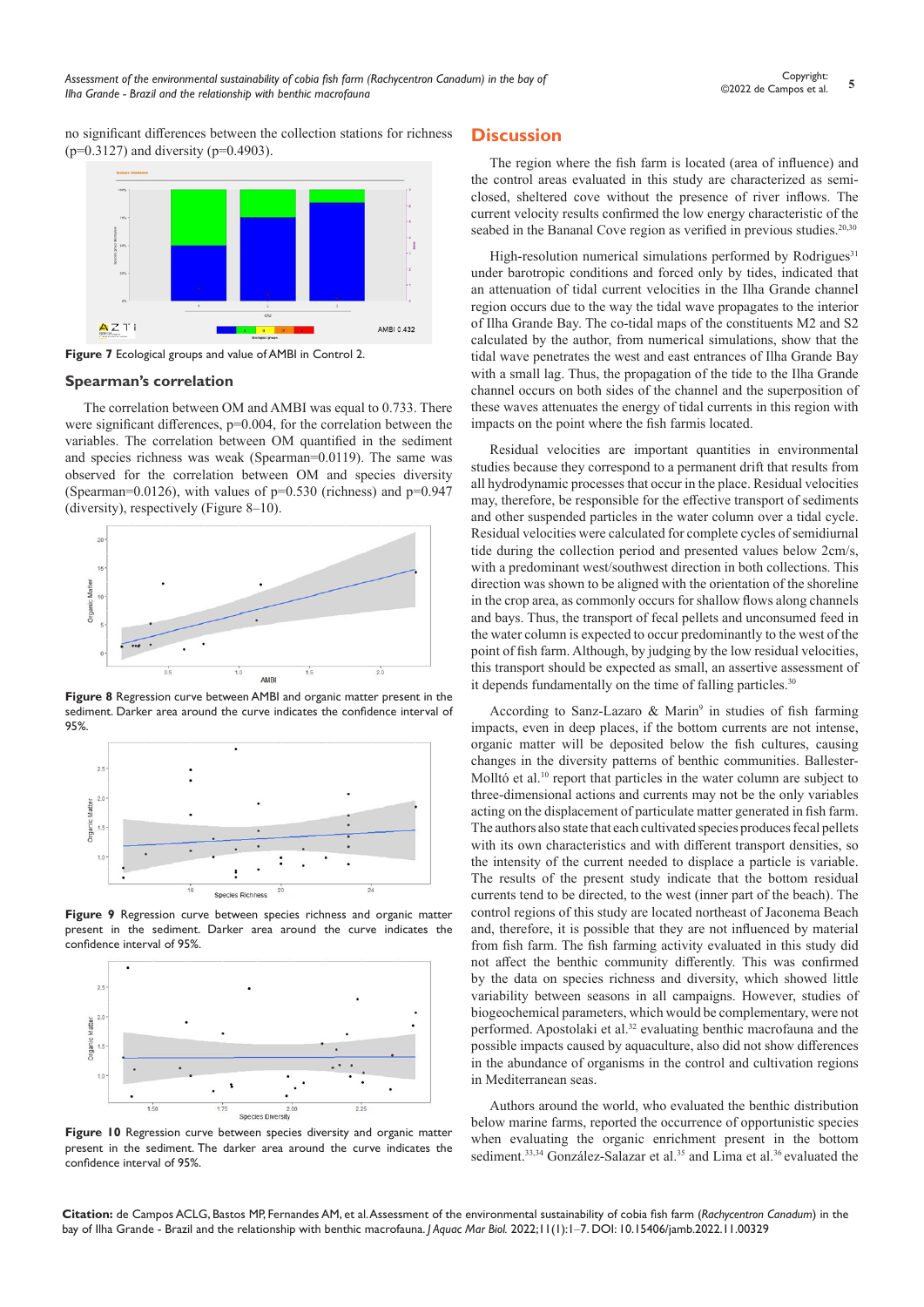no significant differences between the collection stations for richness (p=0.3127) and diversity (p=0.4903).

Figure 7 Ecological groups and value of AMBI in Control 2.

## Spearman's correlation

The correlation between OM and AMBI was equal to 0.733. There were significant differences, p=0.004, for the correlation between the variables. The correlation between OM quantified in the sediment and species richness was weak (Spearman=0.0119). The same was observed for the correlation between OM and species diversity (Spearman=0.0126), with values of p=0.530 (richness) and p=0.947 (diversity), respectively (Figure 8–10).

Figure 8 Regression curve between AMBI and organic matter present in the sediment. Darker area around the curve indicates the confidence interval of 95%.

Figure 9 Regression curve between species richness and organic matter present in the sediment. Darker area around the curve indicates the confidence interval of 95%.

Figure 10 Regression curve between species diversity and organic matter present in the sediment. The darker area around the curve indicates the confidence interval of 95%.

## Discussion

The region where the fish farm is located (area of influence) and the control areas evaluated in this study are characterized as semi-closed, sheltered cove without the presence of river inflows. The current velocity results confirmed the low energy characteristic of the seabed in the Bananal Cove region as verified in previous studies.[20,30]

High-resolution numerical simulations performed by Rodrigues[31] under barotropic conditions and forced only by tides, indicated that an attenuation of tidal current velocities in the Ilha Grande channel region occurs due to the way the tidal wave propagates to the interior of Ilha Grande Bay. The co-tidal maps of the constituents M2 and S2 calculated by the author, from numerical simulations, show that the tidal wave penetrates the west and east entrances of Ilha Grande Bay with a small lag. Thus, the propagation of the tide to the Ilha Grande channel occurs on both sides of the channel and the superposition of these waves attenuates the energy of tidal currents in this region with impacts on the point where the fish farmis located.

Residual velocities are important quantities in environmental studies because they correspond to a permanent drift that results from all hydrodynamic processes that occur in the place. Residual velocities may, therefore, be responsible for the effective transport of sediments and other suspended particles in the water column over a tidal cycle. Residual velocities were calculated for complete cycles of semidiurnal tide during the collection period and presented values below 2cm/s, with a predominant west/southwest direction in both collections. This direction was shown to be aligned with the orientation of the shoreline in the crop area, as commonly occurs for shallow flows along channels and bays. Thus, the transport of fecal pellets and unconsumed feed in the water column is expected to occur predominantly to the west of the point of fish farm. Although, by judging by the low residual velocities, this transport should be expected as small, an assertive assessment of it depends fundamentally on the time of falling particles.[30]

According to Sanz-Lazaro & Marin[9] in studies of fish farming impacts, even in deep places, if the bottom currents are not intense, organic matter will be deposited below the fish cultures, causing changes in the diversity patterns of benthic communities. Ballester-Molltó et al.[10] report that particles in the water column are subject to three-dimensional actions and currents may not be the only variables acting on the displacement of particulate matter generated in fish farm. The authors also state that each cultivated species produces fecal pellets with its own characteristics and with different transport densities, so the intensity of the current needed to displace a particle is variable. The results of the present study indicate that the bottom residual currents tend to be directed, to the west (inner part of the beach). The control regions of this study are located northeast of Jaconema Beach and, therefore, it is possible that they are not influenced by material from fish farm. The fish farming activity evaluated in this study did not affect the benthic community differently. This was confirmed by the data on species richness and diversity, which showed little variability between seasons in all campaigns. However, studies of biogeochemical parameters, which would be complementary, were not performed. Apostolaki et al.[32] evaluating benthic macrofauna and the possible impacts caused by aquaculture, also did not show differences in the abundance of organisms in the control and cultivation regions in Mediterranean seas.

Authors around the world, who evaluated the benthic distribution below marine farms, reported the occurrence of opportunistic species when evaluating the organic enrichment present in the bottom sediment.[33,34] González-Salazar et al.[35] and Lima et al.[36] evaluated the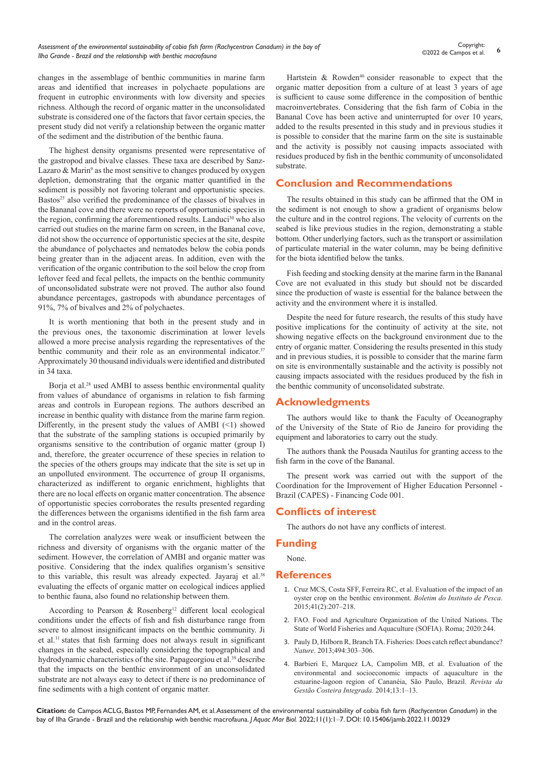changes in the assemblage of benthic communities in marine farm areas and identified that increases in polychaete populations are frequent in eutrophic environments with low diversity and species richness. Although the record of organic matter in the unconsolidated substrate is considered one of the factors that favor certain species, the present study did not verify a relationship between the organic matter of the sediment and the distribution of the benthic fauna.

The highest density organisms presented were representative of the gastropod and bivalve classes. These taxa are described by Sanz-Lazaro & Marin[9] as the most sensitive to changes produced by oxygen depletion, demonstrating that the organic matter quantified in the sediment is possibly not favoring tolerant and opportunistic species. Bastos[25] also verified the predominance of the classes of bivalves in the Bananal cove and there were no reports of opportunistic species in the region, confirming the aforementioned results. Landuci[30] who also carried out studies on the marine farm on screen, in the Bananal cove, did not show the occurrence of opportunistic species at the site, despite the abundance of polychaetes and nematodes below the cobia ponds being greater than in the adjacent areas. In addition, even with the verification of the organic contribution to the soil below the crop from leftover feed and fecal pellets, the impacts on the benthic community of unconsolidated substrate were not proved. The author also found abundance percentages, gastropods with abundance percentages of 91%, 7% of bivalves and 2% of polychaetes.

It is worth mentioning that both in the present study and in the previous ones, the taxonomic discrimination at lower levels allowed a more precise analysis regarding the representatives of the benthic community and their role as an environmental indicator.[37] Approximately 30 thousand individuals were identified and distributed in 34 taxa.

Borja et al.[28] used AMBI to assess benthic environmental quality from values of abundance of organisms in relation to fish farming areas and controls in European regions. The authors described an increase in benthic quality with distance from the marine farm region. Differently, in the present study the values of AMBI (<1) showed that the substrate of the sampling stations is occupied primarily by organisms sensitive to the contribution of organic matter (group I) and, therefore, the greater occurrence of these species in relation to the species of the others groups may indicate that the site is set up in an unpolluted environment. The occurrence of group II organisms, characterized as indifferent to organic enrichment, highlights that there are no local effects on organic matter concentration. The absence of opportunistic species corroborates the results presented regarding the differences between the organisms identified in the fish farm area and in the control areas.

The correlation analyzes were weak or insufficient between the richness and diversity of organisms with the organic matter of the sediment. However, the correlation of AMBI and organic matter was positive. Considering that the index qualifies organism's sensitive to this variable, this result was already expected. Jayaraj et al.[38] evaluating the effects of organic matter on ecological indices applied to benthic fauna, also found no relationship between them.

According to Pearson & Rosenberg[12] different local ecological conditions under the effects of fish and fish disturbance range from severe to almost insignificant impacts on the benthic community. Ji et al.[11] states that fish farming does not always result in significant changes in the seabed, especially considering the topographical and hydrodynamic characteristics of the site. Papageorgiou et al.[39] describe that the impacts on the benthic environment of an unconsolidated substrate are not always easy to detect if there is no predominance of fine sediments with a high content of organic matter.

Hartstein & Rowden[40] consider reasonable to expect that the organic matter deposition from a culture of at least 3 years of age is sufficient to cause some difference in the composition of benthic macroinvertebrates. Considering that the fish farm of Cobia in the Bananal Cove has been active and uninterrupted for over 10 years, added to the results presented in this study and in previous studies it is possible to consider that the marine farm on the site is sustainable and the activity is possibly not causing impacts associated with residues produced by fish in the benthic community of unconsolidated substrate.

## Conclusion and Recommendations

The results obtained in this study can be affirmed that the OM in the sediment is not enough to show a gradient of organisms below the culture and in the control regions. The velocity of currents on the seabed is like previous studies in the region, demonstrating a stable bottom. Other underlying factors, such as the transport or assimilation of particulate material in the water column, may be being definitive for the biota identified below the tanks.

Fish feeding and stocking density at the marine farm in the Bananal Cove are not evaluated in this study but should not be discarded since the production of waste is essential for the balance between the activity and the environment where it is installed.

Despite the need for future research, the results of this study have positive implications for the continuity of activity at the site, not showing negative effects on the background environment due to the entry of organic matter. Considering the results presented in this study and in previous studies, it is possible to consider that the marine farm on site is environmentally sustainable and the activity is possibly not causing impacts associated with the residues produced by the fish in the benthic community of unconsolidated substrate.

## Acknowledgments

The authors would like to thank the Faculty of Oceanography of the University of the State of Rio de Janeiro for providing the equipment and laboratories to carry out the study.

The authors thank the Pousada Nautilus for granting access to the fish farm in the cove of the Bananal.

The present work was carried out with the support of the Coordination for the Improvement of Higher Education Personnel - Brazil (CAPES) - Financing Code 001.

## Conflicts of interest

The authors do not have any conflicts of interest.

## Funding

None.

## References

1. Cruz MCS, Costa SFF, Ferreira RC, et al. Evaluation of the impact of an oyster crop on the benthic environment. *Boletim do Instituto de Pesca*. 2015;41(2):207–218.
2. FAO. Food and Agriculture Organization of the United Nations. The State of World Fisheries and Aquaculture (SOFIA). Roma; 2020:244.
3. Pauly D, Hilborn R, Branch TA. Fisheries: Does catch reflect abundance? *Nature*. 2013;494:303–306.
4. Barbieri E, Marquez LA, Campolim MB, et al. Evaluation of the environmental and socioeconomic impacts of aquaculture in the estuarine-lagoon region of Cananéia, São Paulo, Brazil. *Revista da Gestão Costeira Integrada*. 2014;13:1–13.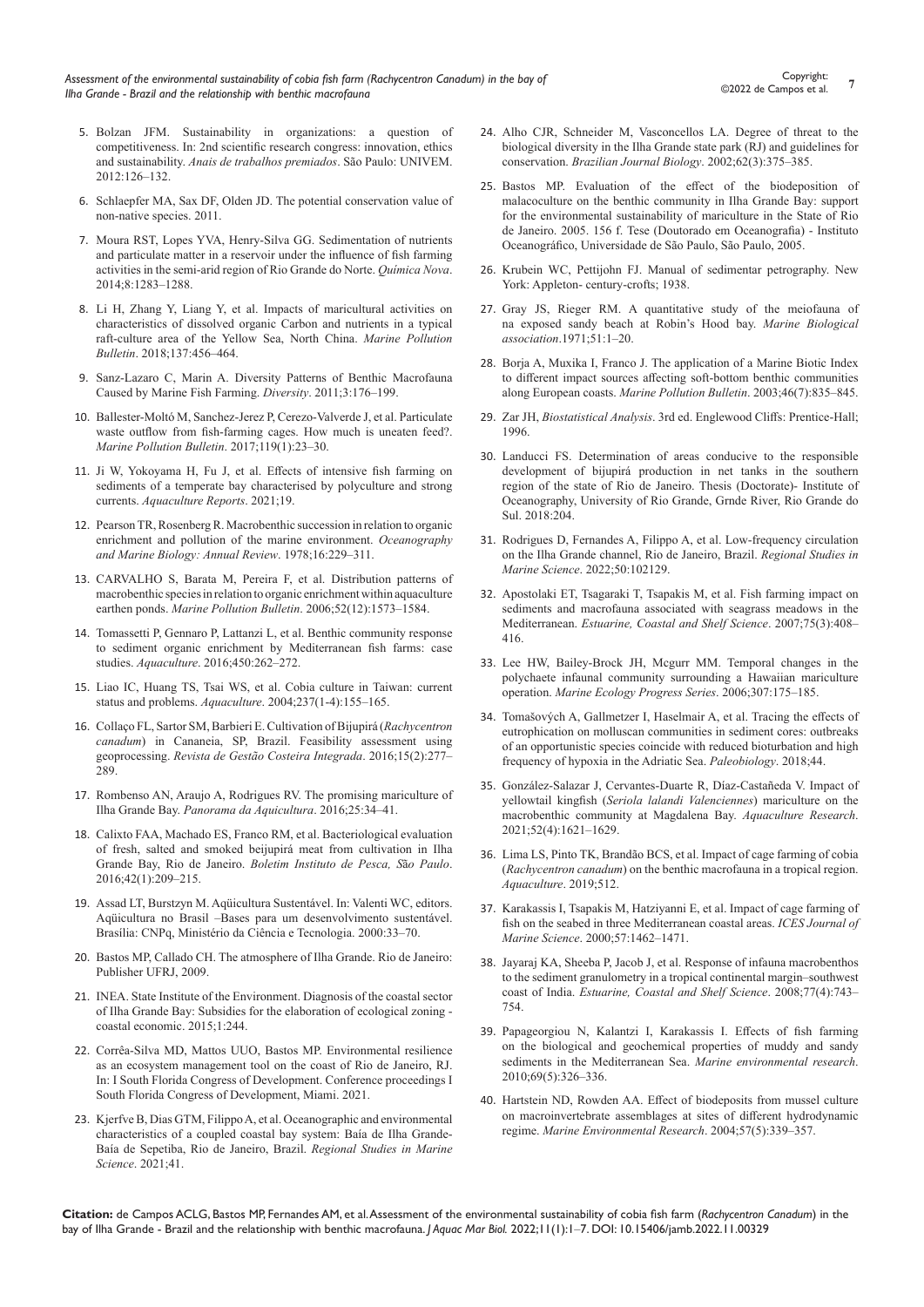5. Bolzan JFM. Sustainability in organizations: a question of competitiveness. In: 2nd scientific research congress: innovation, ethics and sustainability. *Anais de trabalhos premiados*. São Paulo: UNIVEM. 2012:126–132.

6. Schlaepfer MA, Sax DF, Olden JD. The potential conservation value of non-native species. 2011.

7. Moura RST, Lopes YVA, Henry-Silva GG. Sedimentation of nutrients and particulate matter in a reservoir under the influence of fish farming activities in the semi-arid region of Rio Grande do Norte. *Química Nova*. 2014;8:1283–1288.

8. Li H, Zhang Y, Liang Y, et al. Impacts of maricultural activities on characteristics of dissolved organic Carbon and nutrients in a typical raft-culture area of the Yellow Sea, North China. *Marine Pollution Bulletin*. 2018;137:456–464.

9. Sanz-Lazaro C, Marin A. Diversity Patterns of Benthic Macrofauna Caused by Marine Fish Farming. *Diversity*. 2011;3:176–199.

10. Ballester-Moltó M, Sanchez-Jerez P, Cerezo-Valverde J, et al. Particulate waste outflow from fish-farming cages. How much is uneaten feed?. *Marine Pollution Bulletin*. 2017;119(1):23–30.

11. Ji W, Yokoyama H, Fu J, et al. Effects of intensive fish farming on sediments of a temperate bay characterised by polyculture and strong currents. *Aquaculture Reports*. 2021;19.

12. Pearson TR, Rosenberg R. Macrobenthic succession in relation to organic enrichment and pollution of the marine environment. *Oceanography and Marine Biology: Annual Review*. 1978;16:229–311.

13. CARVALHO S, Barata M, Pereira F, et al. Distribution patterns of macrobenthic species in relation to organic enrichment within aquaculture earthen ponds. *Marine Pollution Bulletin*. 2006;52(12):1573–1584.

14. Tomassetti P, Gennaro P, Lattanzi L, et al. Benthic community response to sediment organic enrichment by Mediterranean fish farms: case studies. *Aquaculture*. 2016;450:262–272.

15. Liao IC, Huang TS, Tsai WS, et al. Cobia culture in Taiwan: current status and problems. *Aquaculture*. 2004;237(1-4):155–165.

16. Collaço FL, Sartor SM, Barbieri E. Cultivation of Bijupirá (*Rachycentron canadum*) in Cananeia, SP, Brazil. Feasibility assessment using geoprocessing. *Revista de Gestão Costeira Integrada*. 2016;15(2):277–289.

17. Rombenso AN, Araujo A, Rodrigues RV. The promising mariculture of Ilha Grande Bay. *Panorama da Aquicultura*. 2016;25:34–41.

18. Calixto FAA, Machado ES, Franco RM, et al. Bacteriological evaluation of fresh, salted and smoked beijupirá meat from cultivation in Ilha Grande Bay, Rio de Janeiro. *Boletim Instituto de Pesca, São Paulo*. 2016;42(1):209–215.

19. Assad LT, Burstzyn M. Aqüicultura Sustentável. In: Valenti WC, editors. Aqüicultura no Brasil –Bases para um desenvolvimento sustentável. Brasília: CNPq, Ministério da Ciência e Tecnologia. 2000:33–70.

20. Bastos MP, Callado CH. The atmosphere of Ilha Grande. Rio de Janeiro: Publisher UFRJ, 2009.

21. INEA. State Institute of the Environment. Diagnosis of the coastal sector of Ilha Grande Bay: Subsidies for the elaboration of ecological zoning - coastal economic. 2015;1:244.

22. Corrêa-Silva MD, Mattos UUO, Bastos MP. Environmental resilience as an ecosystem management tool on the coast of Rio de Janeiro, RJ. In: I South Florida Congress of Development. Conference proceedings I South Florida Congress of Development, Miami. 2021.

23. Kjerfve B, Dias GTM, Filippo A, et al. Oceanographic and environmental characteristics of a coupled coastal bay system: Baía de Ilha Grande-Baía de Sepetiba, Rio de Janeiro, Brazil. *Regional Studies in Marine Science*. 2021;41.

24. Alho CJR, Schneider M, Vasconcellos LA. Degree of threat to the biological diversity in the Ilha Grande state park (RJ) and guidelines for conservation. *Brazilian Journal Biology*. 2002;62(3):375–385.

25. Bastos MP. Evaluation of the effect of the biodeposition of malacoculture on the benthic community in Ilha Grande Bay: support for the environmental sustainability of mariculture in the State of Rio de Janeiro. 2005. 156 f. Tese (Doutorado em Oceanografia) - Instituto Oceanográfico, Universidade de São Paulo, São Paulo, 2005.

26. Krubein WC, Pettijohn FJ. Manual of sedimentar petrography. New York: Appleton- century-crofts; 1938.

27. Gray JS, Rieger RM. A quantitative study of the meiofauna of na exposed sandy beach at Robin's Hood bay. *Marine Biological association*.1971;51:1–20.

28. Borja A, Muxika I, Franco J. The application of a Marine Biotic Index to different impact sources affecting soft-bottom benthic communities along European coasts. *Marine Pollution Bulletin*. 2003;46(7):835–845.

29. Zar JH, *Biostatistical Analysis*. 3rd ed. Englewood Cliffs: Prentice-Hall; 1996.

30. Landucci FS. Determination of areas conducive to the responsible development of bijupirá production in net tanks in the southern region of the state of Rio de Janeiro. Thesis (Doctorate)- Institute of Oceanography, University of Rio Grande, Grnde River, Rio Grande do Sul. 2018:204.

31. Rodrigues D, Fernandes A, Filippo A, et al. Low-frequency circulation on the Ilha Grande channel, Rio de Janeiro, Brazil. *Regional Studies in Marine Science*. 2022;50:102129.

32. Apostolaki ET, Tsagaraki T, Tsapakis M, et al. Fish farming impact on sediments and macrofauna associated with seagrass meadows in the Mediterranean. *Estuarine, Coastal and Shelf Science*. 2007;75(3):408–416.

33. Lee HW, Bailey-Brock JH, Mcgurr MM. Temporal changes in the polychaete infaunal community surrounding a Hawaiian mariculture operation. *Marine Ecology Progress Series*. 2006;307:175–185.

34. Tomašových A, Gallmetzer I, Haselmair A, et al. Tracing the effects of eutrophication on molluscan communities in sediment cores: outbreaks of an opportunistic species coincide with reduced bioturbation and high frequency of hypoxia in the Adriatic Sea. *Paleobiology*. 2018;44.

35. González-Salazar J, Cervantes-Duarte R, Díaz-Castañeda V. Impact of yellowtail kingfish (*Seriola lalandi Valenciennes*) mariculture on the macrobenthic community at Magdalena Bay. *Aquaculture Research*. 2021;52(4):1621–1629.

36. Lima LS, Pinto TK, Brandão BCS, et al. Impact of cage farming of cobia (*Rachycentron canadum*) on the benthic macrofauna in a tropical region. *Aquaculture*. 2019;512.

37. Karakassis I, Tsapakis M, Hatziyanni E, et al. Impact of cage farming of fish on the seabed in three Mediterranean coastal areas. *ICES Journal of Marine Science*. 2000;57:1462–1471.

38. Jayaraj KA, Sheeba P, Jacob J, et al. Response of infauna macrobenthos to the sediment granulometry in a tropical continental margin–southwest coast of India. *Estuarine, Coastal and Shelf Science*. 2008;77(4):743–754.

39. Papageorgiou N, Kalantzi I, Karakassis I. Effects of fish farming on the biological and geochemical properties of muddy and sandy sediments in the Mediterranean Sea. *Marine environmental research*. 2010;69(5):326–336.

40. Hartstein ND, Rowden AA. Effect of biodeposits from mussel culture on macroinvertebrate assemblages at sites of different hydrodynamic regime. *Marine Environmental Research*. 2004;57(5):339–357.